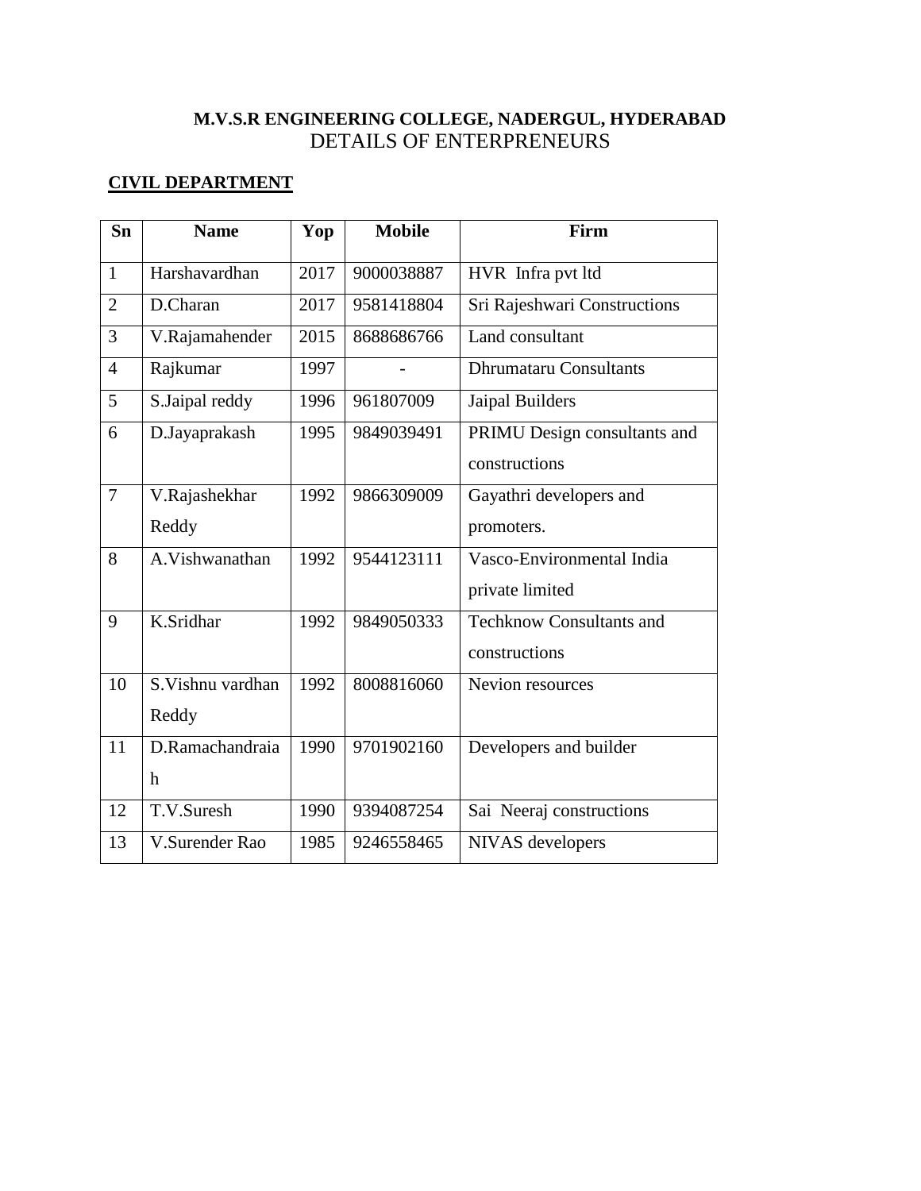**M.V.S.R ENGINEERING COLLEGE, NADERGUL, HYDERABAD**

DETAILS OF ENTERPRENEURS

**CIVIL DEPARTMENT**

| Sn | Name | Yop | Mobile | Firm |
|---|---|---|---|---|
| 1 | Harshavardhan | 2017 | 9000038887 | HVR Infra pvt ltd |
| 2 | D.Charan | 2017 | 9581418804 | Sri Rajeshwari Constructions |
| 3 | V.Rajamahender | 2015 | 8688686766 | Land consultant |
| 4 | Rajkumar | 1997 | - | Dhrumataru Consultants |
| 5 | S.Jaipal reddy | 1996 | 961807009 | Jaipal Builders |
| 6 | D.Jayaprakash | 1995 | 9849039491 | PRIMU Design consultants and constructions |
| 7 | V.Rajashekhar Reddy | 1992 | 9866309009 | Gayathri developers and promoters. |
| 8 | A.Vishwanathan | 1992 | 9544123111 | Vasco-Environmental India private limited |
| 9 | K.Sridhar | 1992 | 9849050333 | Techknow Consultants and constructions |
| 10 | S.Vishnu vardhan Reddy | 1992 | 8008816060 | Nevion resources |
| 11 | D.Ramachandraiah | 1990 | 9701902160 | Developers and builder |
| 12 | T.V.Suresh | 1990 | 9394087254 | Sai Neeraj constructions |
| 13 | V.Surender Rao | 1985 | 9246558465 | NIVAS developers |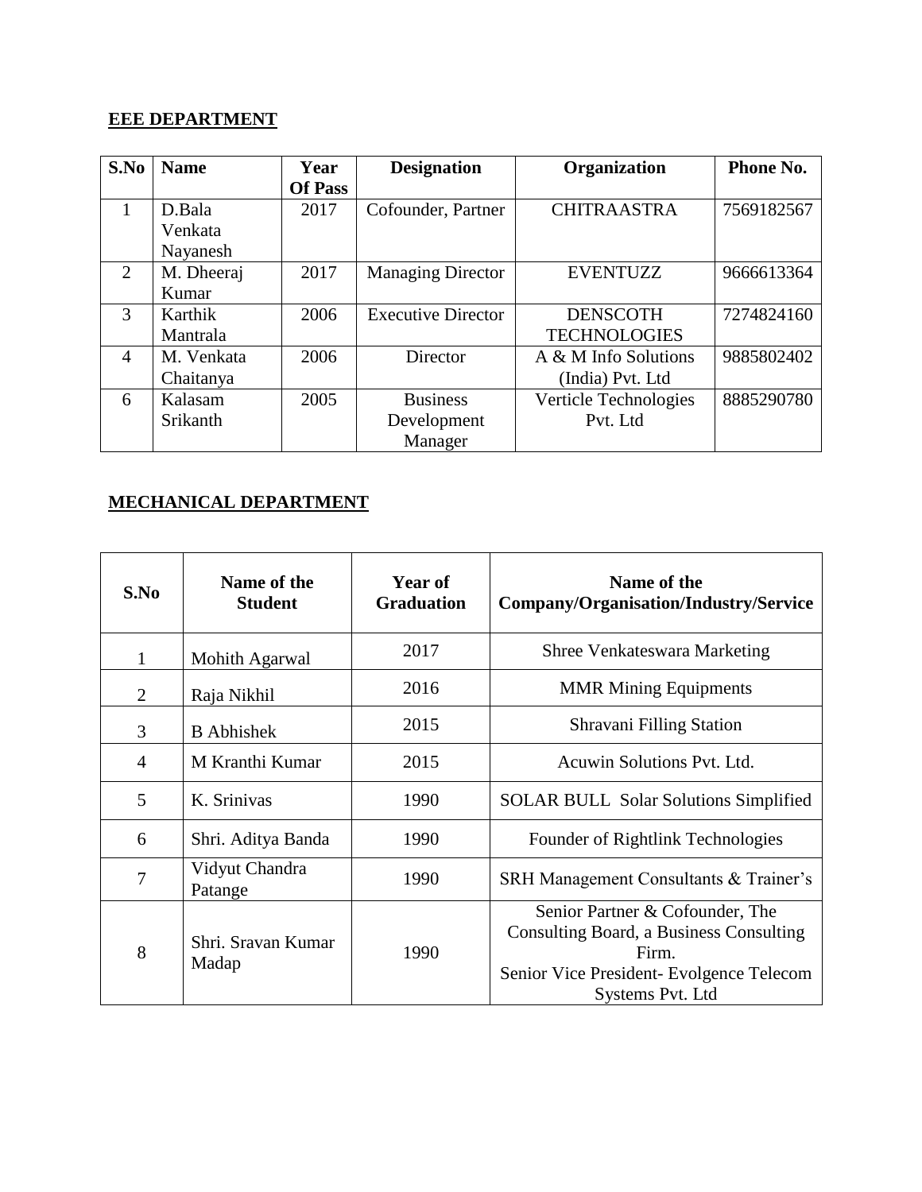## EEE DEPARTMENT

| S.No | Name | Year Of Pass | Designation | Organization | Phone No. |
|---|---|---|---|---|---|
| 1 | D.Bala Venkata Nayanesh | 2017 | Cofounder, Partner | CHITRAASTRA | 7569182567 |
| 2 | M. Dheeraj Kumar | 2017 | Managing Director | EVENTUZZ | 9666613364 |
| 3 | Karthik Mantrala | 2006 | Executive Director | DENSCOTH TECHNOLOGIES | 7274824160 |
| 4 | M. Venkata Chaitanya | 2006 | Director | A & M Info Solutions (India) Pvt. Ltd | 9885802402 |
| 6 | Kalasam Srikanth | 2005 | Business Development Manager | Verticle Technologies Pvt. Ltd | 8885290780 |

## MECHANICAL DEPARTMENT

| S.No | Name of the Student | Year of Graduation | Name of the Company/Organisation/Industry/Service |
|---|---|---|---|
| 1 | Mohith Agarwal | 2017 | Shree Venkateswara Marketing |
| 2 | Raja Nikhil | 2016 | MMR Mining Equipments |
| 3 | B Abhishek | 2015 | Shravani Filling Station |
| 4 | M Kranthi Kumar | 2015 | Acuwin Solutions Pvt. Ltd. |
| 5 | K. Srinivas | 1990 | SOLAR BULL Solar Solutions Simplified |
| 6 | Shri. Aditya Banda | 1990 | Founder of Rightlink Technologies |
| 7 | Vidyut Chandra Patange | 1990 | SRH Management Consultants & Trainer's |
| 8 | Shri. Sravan Kumar Madap | 1990 | Senior Partner & Cofounder, The Consulting Board, a Business Consulting Firm. Senior Vice President- Evolgence Telecom Systems Pvt. Ltd |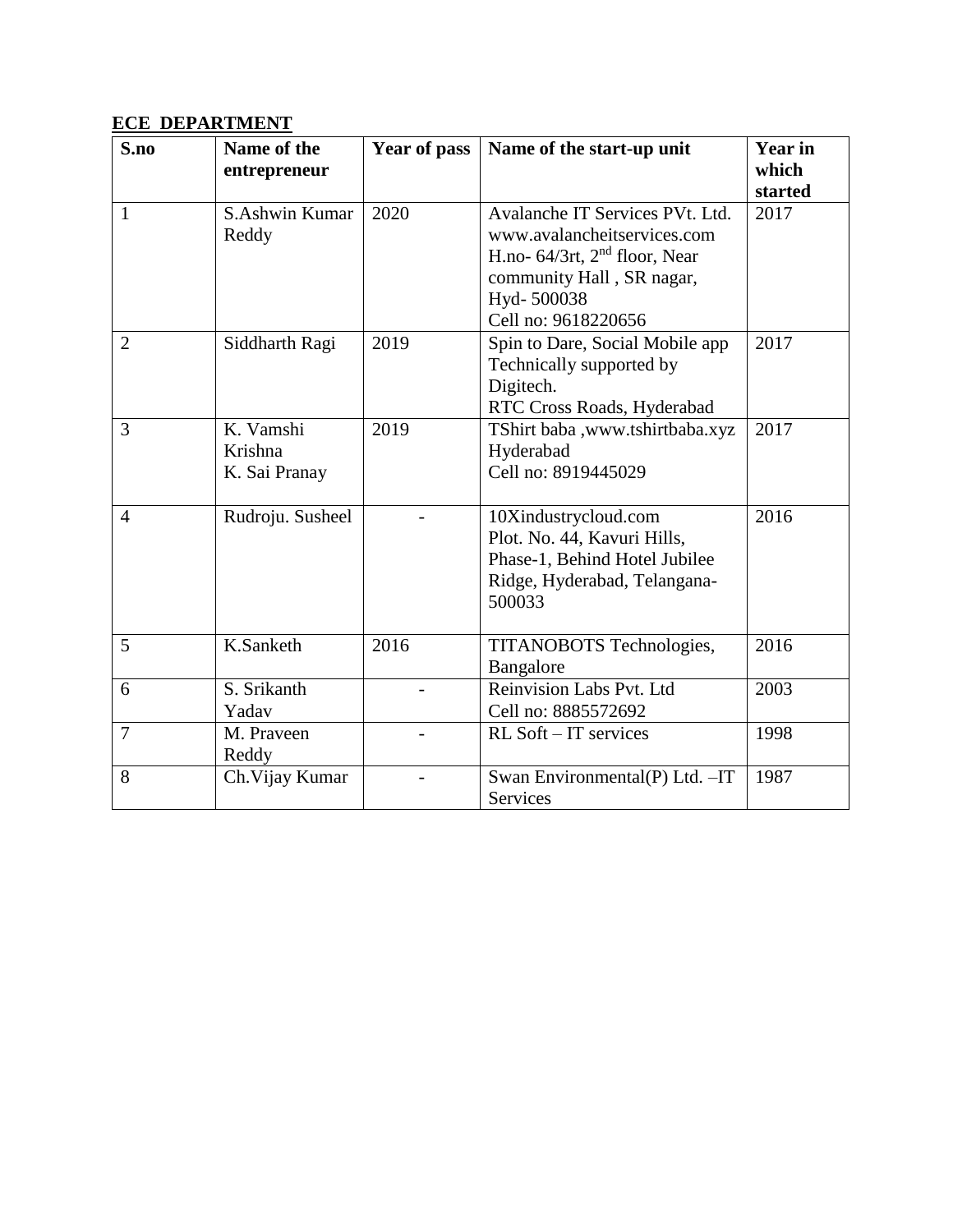**ECE DEPARTMENT**

| S.no | Name of the entrepreneur | Year of pass | Name of the start-up unit | Year in which started |
|---|---|---|---|---|
| 1 | S.Ashwin Kumar Reddy | 2020 | Avalanche IT Services PVt. Ltd. www.avalancheitservices.com H.no- 64/3rt, 2nd floor, Near community Hall , SR nagar, Hyd- 500038 Cell no: 9618220656 | 2017 |
| 2 | Siddharth Ragi | 2019 | Spin to Dare, Social Mobile app Technically supported by Digitech. RTC Cross Roads, Hyderabad | 2017 |
| 3 | K. Vamshi Krishna K. Sai Pranay | 2019 | TShirt baba ,www.tshirtbaba.xyz Hyderabad Cell no: 8919445029 | 2017 |
| 4 | Rudroju. Susheel | - | 10Xindustrycloud.com Plot. No. 44, Kavuri Hills, Phase-1, Behind Hotel Jubilee Ridge, Hyderabad, Telangana-500033 | 2016 |
| 5 | K.Sanketh | 2016 | TITANOBOTS Technologies, Bangalore | 2016 |
| 6 | S. Srikanth Yadav | - | Reinvision Labs Pvt. Ltd Cell no: 8885572692 | 2003 |
| 7 | M. Praveen Reddy | - | RL Soft – IT services | 1998 |
| 8 | Ch.Vijay Kumar | - | Swan Environmental(P) Ltd. –IT Services | 1987 |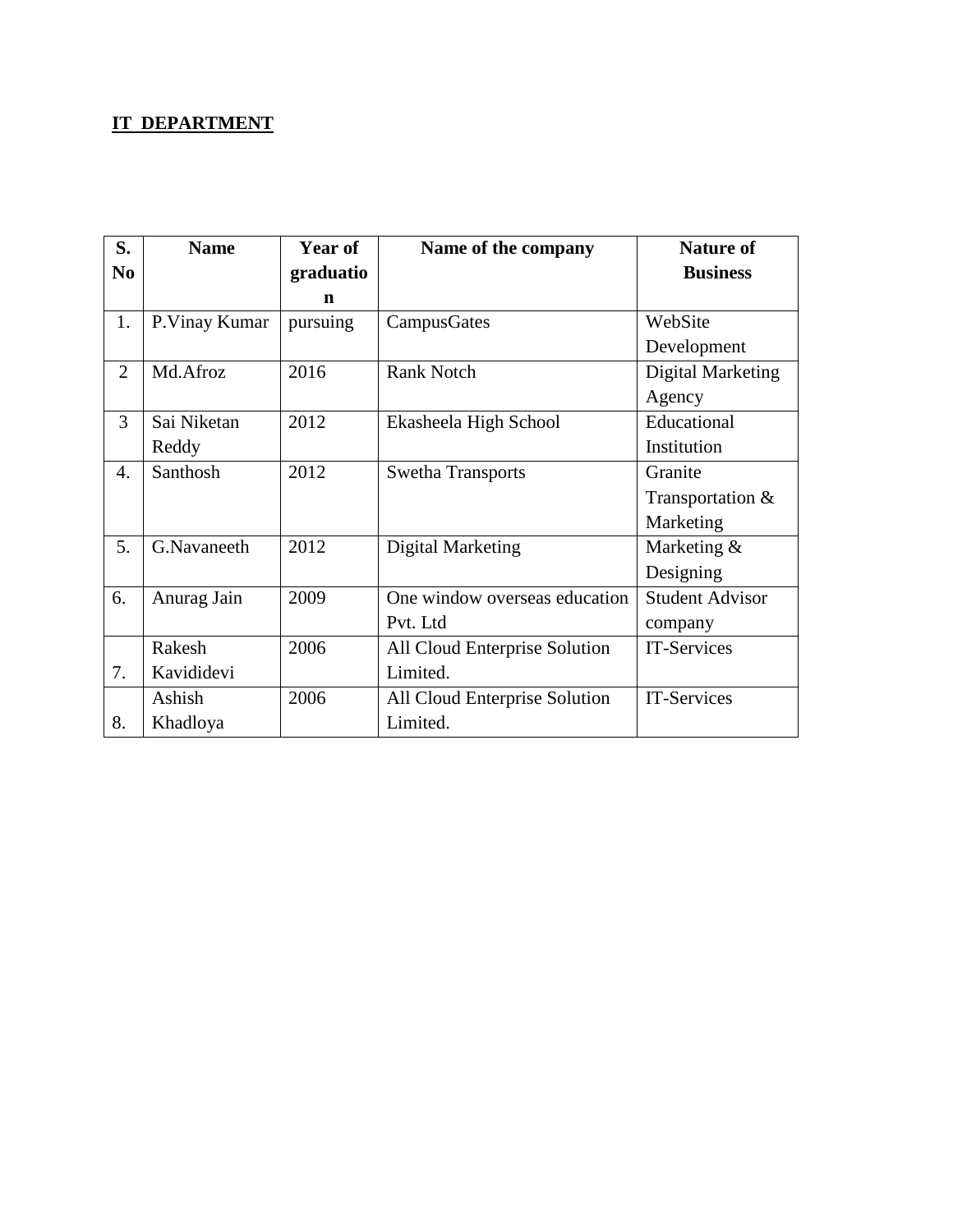**IT DEPARTMENT**

| S. No | Name | Year of graduation | Name of the company | Nature of Business |
|---|---|---|---|---|
| 1. | P.Vinay Kumar | pursuing | CampusGates | WebSite Development |
| 2 | Md.Afroz | 2016 | Rank Notch | Digital Marketing Agency |
| 3 | Sai Niketan Reddy | 2012 | Ekasheela High School | Educational Institution |
| 4. | Santhosh | 2012 | Swetha Transports | Granite Transportation & Marketing |
| 5. | G.Navaneeth | 2012 | Digital Marketing | Marketing & Designing |
| 6. | Anurag Jain | 2009 | One window overseas education Pvt. Ltd | Student Advisor company |
| 7. | Rakesh Kavididevi | 2006 | All Cloud Enterprise Solution Limited. | IT-Services |
| 8. | Ashish Khadloya | 2006 | All Cloud Enterprise Solution Limited. | IT-Services |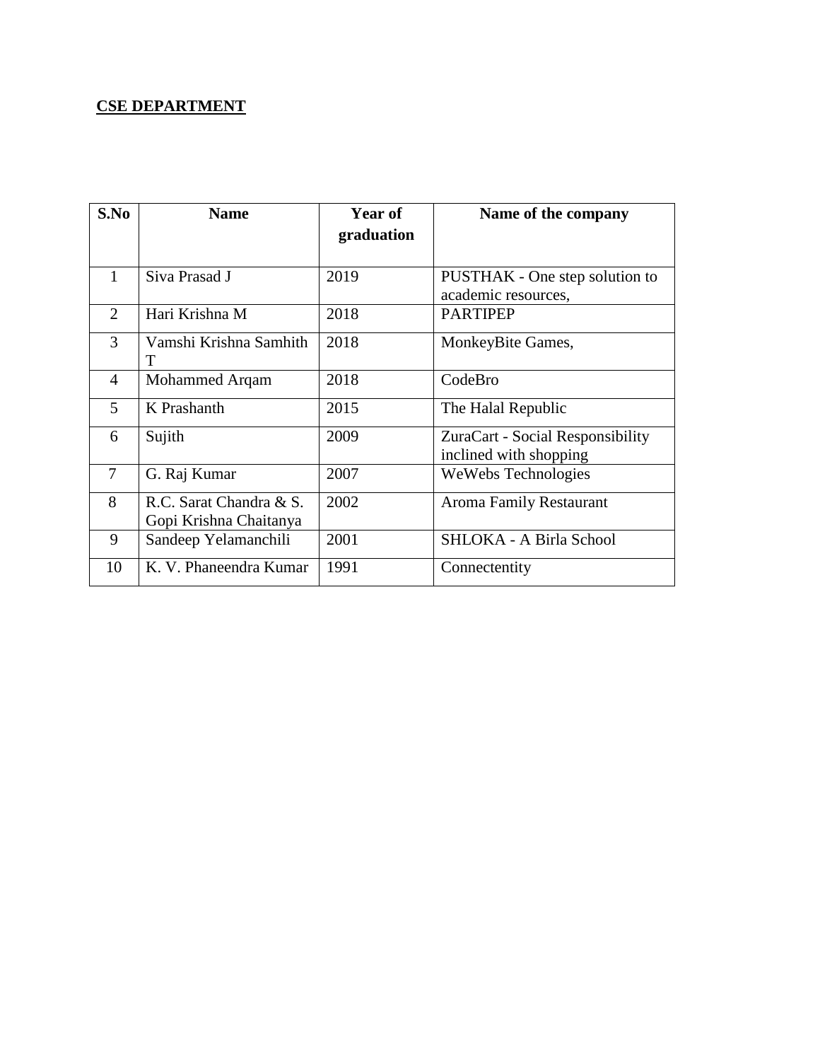**CSE DEPARTMENT**

| S.No | Name | Year of graduation | Name of the company |
|---|---|---|---|
| 1 | Siva Prasad J | 2019 | PUSTHAK - One step solution to academic resources, |
| 2 | Hari Krishna M | 2018 | PARTIPEP |
| 3 | Vamshi Krishna Samhith T | 2018 | MonkeyBite Games, |
| 4 | Mohammed Arqam | 2018 | CodeBro |
| 5 | K Prashanth | 2015 | The Halal Republic |
| 6 | Sujith | 2009 | ZuraCart - Social Responsibility inclined with shopping |
| 7 | G. Raj Kumar | 2007 | WeWebs Technologies |
| 8 | R.C. Sarat Chandra & S. Gopi Krishna Chaitanya | 2002 | Aroma Family Restaurant |
| 9 | Sandeep Yelamanchili | 2001 | SHLOKA - A Birla School |
| 10 | K. V. Phaneendra Kumar | 1991 | Connectentity |